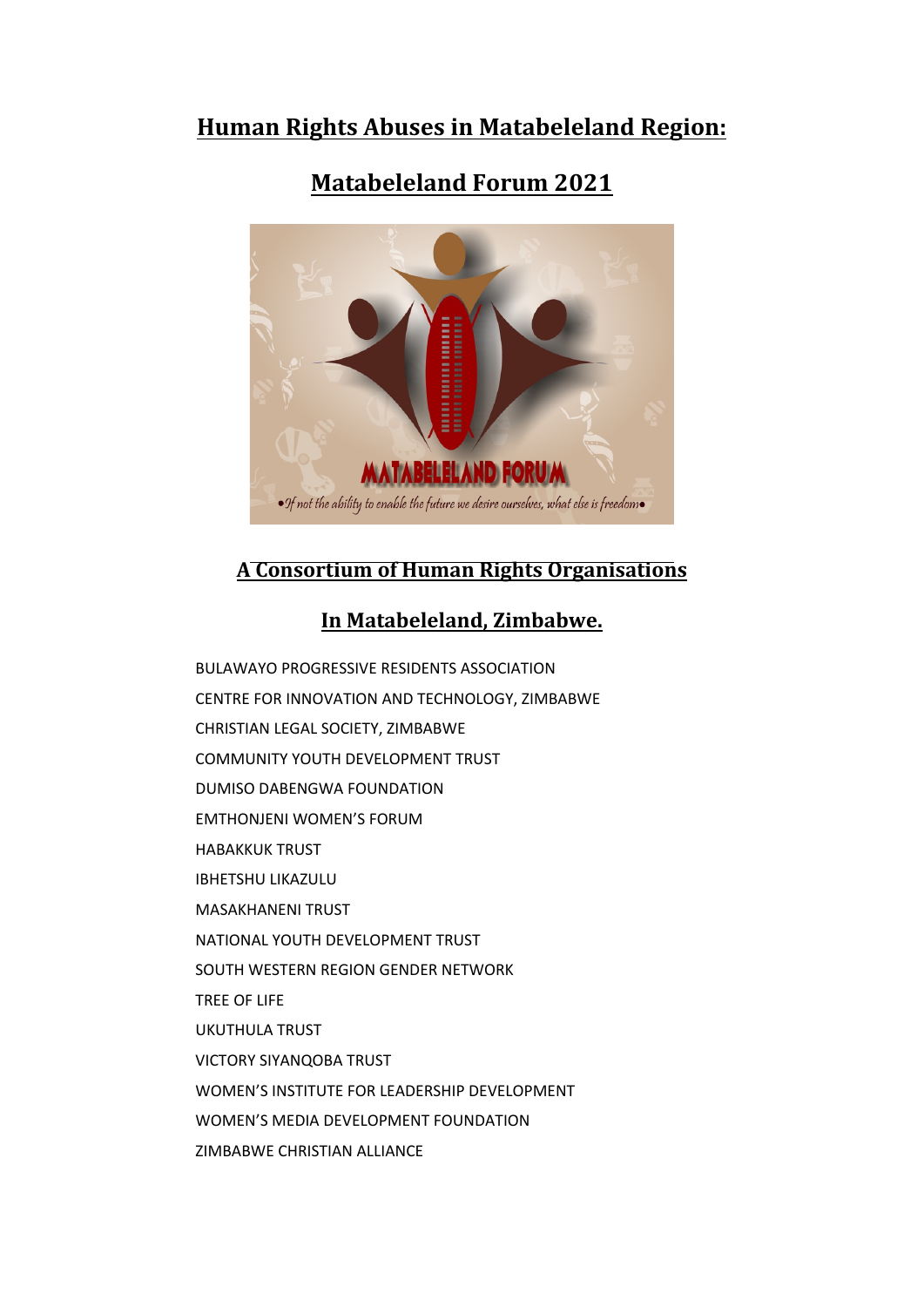# Human Rights Abuses in Matabeleland Region:

## Matabeleland Forum 2021

MATABELELAND FORUM

*•If not the ability to enable the future we desire ourselves, what else is freedom•*

## A Consortium of Human Rights Organisations

## In Matabeleland, Zimbabwe.

BULAWAYO PROGRESSIVE RESIDENTS ASSOCIATION

CENTRE FOR INNOVATION AND TECHNOLOGY, ZIMBABWE

CHRISTIAN LEGAL SOCIETY, ZIMBABWE

COMMUNITY YOUTH DEVELOPMENT TRUST

DUMISO DABENGWA FOUNDATION

EMTHONJENI WOMEN'S FORUM

HABAKKUK TRUST

IBHETSHU LIKAZULU

MASAKHANENI TRUST

NATIONAL YOUTH DEVELOPMENT TRUST

SOUTH WESTERN REGION GENDER NETWORK

TREE OF LIFE

UKUTHULA TRUST

VICTORY SIYANQOBA TRUST

WOMEN'S INSTITUTE FOR LEADERSHIP DEVELOPMENT

WOMEN'S MEDIA DEVELOPMENT FOUNDATION

ZIMBABWE CHRISTIAN ALLIANCE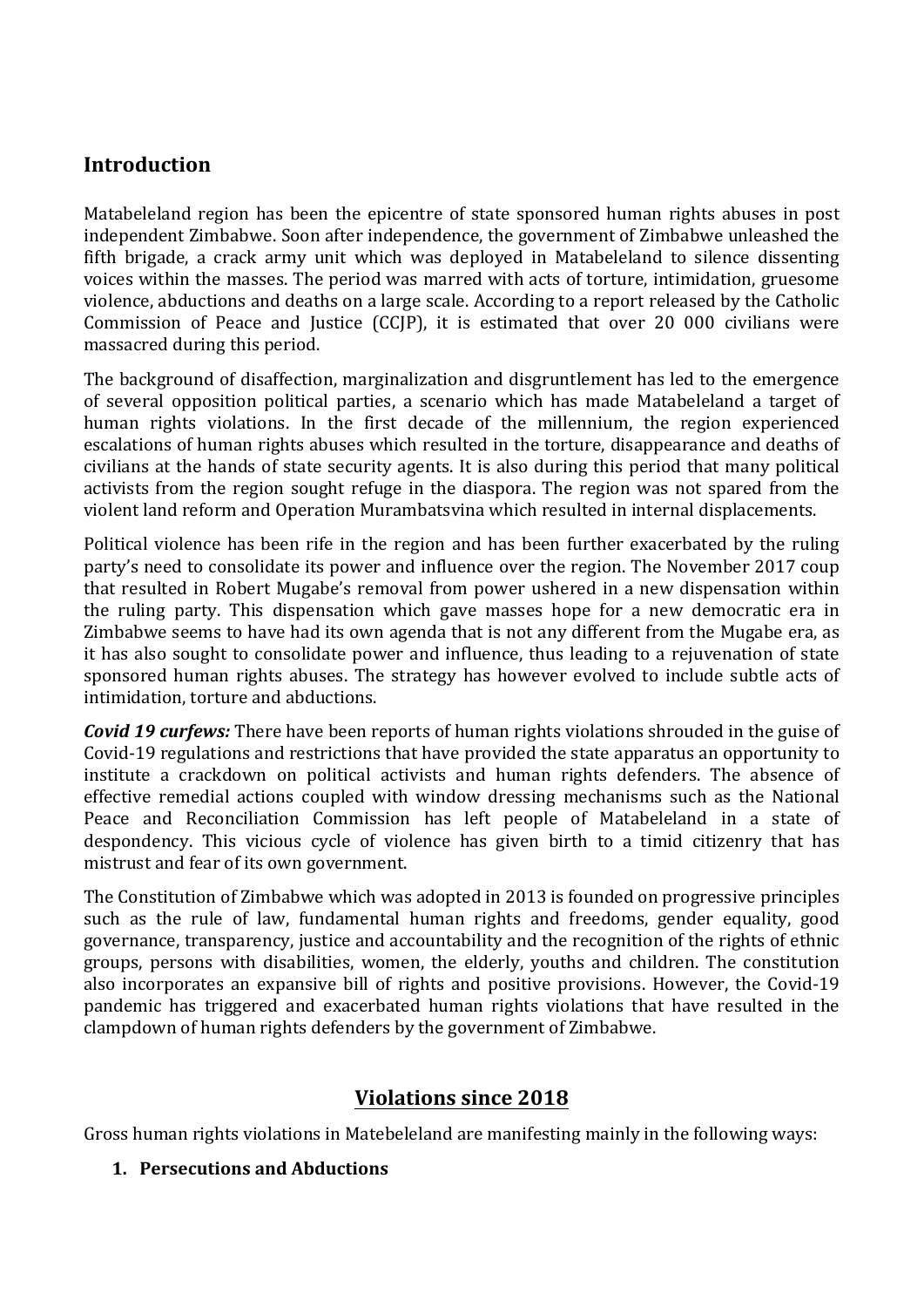## Introduction

Matabeleland region has been the epicentre of state sponsored human rights abuses in post independent Zimbabwe. Soon after independence, the government of Zimbabwe unleashed the fifth brigade, a crack army unit which was deployed in Matabeleland to silence dissenting voices within the masses. The period was marred with acts of torture, intimidation, gruesome violence, abductions and deaths on a large scale. According to a report released by the Catholic Commission of Peace and Justice (CCJP), it is estimated that over 20 000 civilians were massacred during this period.

The background of disaffection, marginalization and disgruntlement has led to the emergence of several opposition political parties, a scenario which has made Matabeleland a target of human rights violations. In the first decade of the millennium, the region experienced escalations of human rights abuses which resulted in the torture, disappearance and deaths of civilians at the hands of state security agents. It is also during this period that many political activists from the region sought refuge in the diaspora. The region was not spared from the violent land reform and Operation Murambatsvina which resulted in internal displacements.

Political violence has been rife in the region and has been further exacerbated by the ruling party's need to consolidate its power and influence over the region. The November 2017 coup that resulted in Robert Mugabe's removal from power ushered in a new dispensation within the ruling party. This dispensation which gave masses hope for a new democratic era in Zimbabwe seems to have had its own agenda that is not any different from the Mugabe era, as it has also sought to consolidate power and influence, thus leading to a rejuvenation of state sponsored human rights abuses. The strategy has however evolved to include subtle acts of intimidation, torture and abductions.

***Covid 19 curfews:*** There have been reports of human rights violations shrouded in the guise of Covid-19 regulations and restrictions that have provided the state apparatus an opportunity to institute a crackdown on political activists and human rights defenders. The absence of effective remedial actions coupled with window dressing mechanisms such as the National Peace and Reconciliation Commission has left people of Matabeleland in a state of despondency. This vicious cycle of violence has given birth to a timid citizenry that has mistrust and fear of its own government.

The Constitution of Zimbabwe which was adopted in 2013 is founded on progressive principles such as the rule of law, fundamental human rights and freedoms, gender equality, good governance, transparency, justice and accountability and the recognition of the rights of ethnic groups, persons with disabilities, women, the elderly, youths and children. The constitution also incorporates an expansive bill of rights and positive provisions. However, the Covid-19 pandemic has triggered and exacerbated human rights violations that have resulted in the clampdown of human rights defenders by the government of Zimbabwe.

## Violations since 2018

Gross human rights violations in Matebeleland are manifesting mainly in the following ways:

1. **Persecutions and Abductions**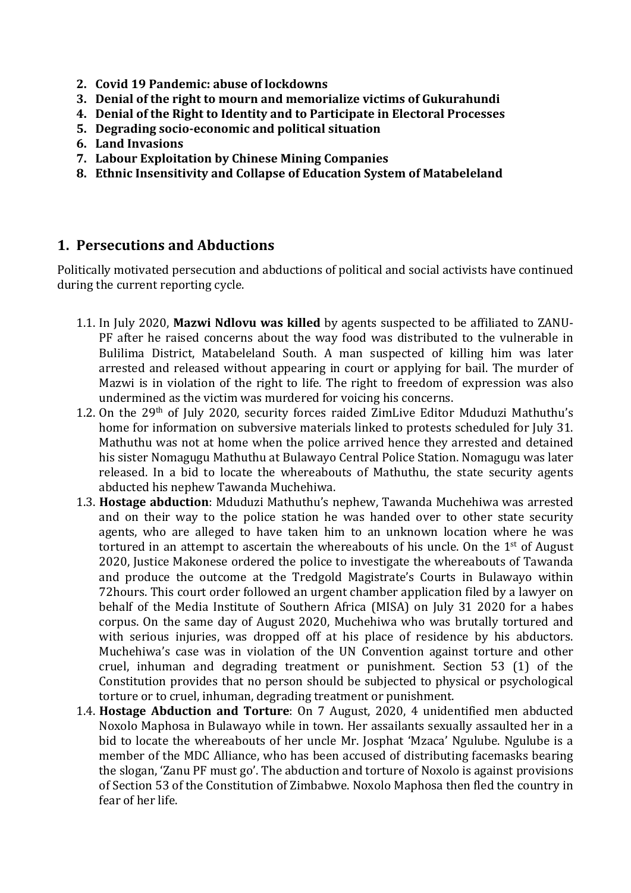2. **Covid 19 Pandemic: abuse of lockdowns**
3. **Denial of the right to mourn and memorialize victims of Gukurahundi**
4. **Denial of the Right to Identity and to Participate in Electoral Processes**
5. **Degrading socio-economic and political situation**
6. **Land Invasions**
7. **Labour Exploitation by Chinese Mining Companies**
8. **Ethnic Insensitivity and Collapse of Education System of Matabeleland**

## 1. Persecutions and Abductions

Politically motivated persecution and abductions of political and social activists have continued during the current reporting cycle.

1.1. In July 2020, **Mazwi Ndlovu was killed** by agents suspected to be affiliated to ZANU-PF after he raised concerns about the way food was distributed to the vulnerable in Bulilima District, Matabeleland South. A man suspected of killing him was later arrested and released without appearing in court or applying for bail. The murder of Mazwi is in violation of the right to life. The right to freedom of expression was also undermined as the victim was murdered for voicing his concerns.

1.2. On the 29th of July 2020, security forces raided ZimLive Editor Mduduzi Mathuthu's home for information on subversive materials linked to protests scheduled for July 31. Mathuthu was not at home when the police arrived hence they arrested and detained his sister Nomagugu Mathuthu at Bulawayo Central Police Station. Nomagugu was later released. In a bid to locate the whereabouts of Mathuthu, the state security agents abducted his nephew Tawanda Muchehiwa.

1.3. **Hostage abduction**: Mduduzi Mathuthu's nephew, Tawanda Muchehiwa was arrested and on their way to the police station he was handed over to other state security agents, who are alleged to have taken him to an unknown location where he was tortured in an attempt to ascertain the whereabouts of his uncle. On the 1st of August 2020, Justice Makonese ordered the police to investigate the whereabouts of Tawanda and produce the outcome at the Tredgold Magistrate's Courts in Bulawayo within 72hours. This court order followed an urgent chamber application filed by a lawyer on behalf of the Media Institute of Southern Africa (MISA) on July 31 2020 for a habes corpus. On the same day of August 2020, Muchehiwa who was brutally tortured and with serious injuries, was dropped off at his place of residence by his abductors. Muchehiwa's case was in violation of the UN Convention against torture and other cruel, inhuman and degrading treatment or punishment. Section 53 (1) of the Constitution provides that no person should be subjected to physical or psychological torture or to cruel, inhuman, degrading treatment or punishment.

1.4. **Hostage Abduction and Torture**: On 7 August, 2020, 4 unidentified men abducted Noxolo Maphosa in Bulawayo while in town. Her assailants sexually assaulted her in a bid to locate the whereabouts of her uncle Mr. Josphat 'Mzaca' Ngulube. Ngulube is a member of the MDC Alliance, who has been accused of distributing facemasks bearing the slogan, 'Zanu PF must go'. The abduction and torture of Noxolo is against provisions of Section 53 of the Constitution of Zimbabwe. Noxolo Maphosa then fled the country in fear of her life.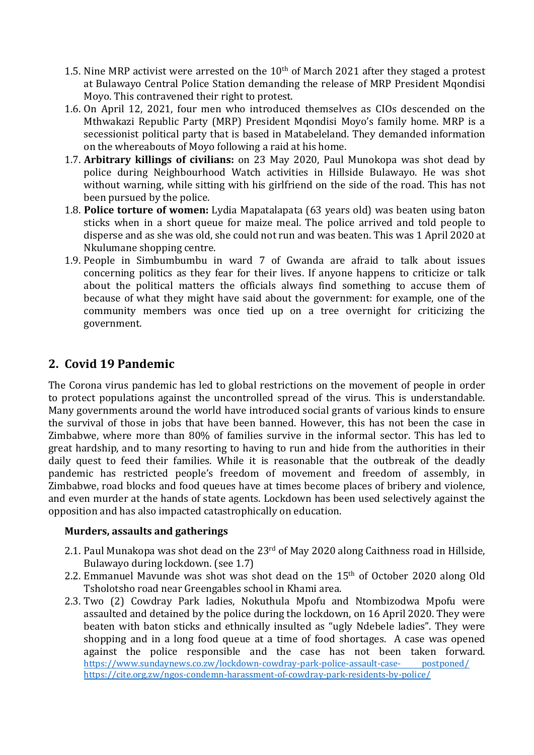1.5. Nine MRP activist were arrested on the 10th of March 2021 after they staged a protest at Bulawayo Central Police Station demanding the release of MRP President Mqondisi Moyo. This contravened their right to protest.

1.6. On April 12, 2021, four men who introduced themselves as CIOs descended on the Mthwakazi Republic Party (MRP) President Mqondisi Moyo's family home. MRP is a secessionist political party that is based in Matabeleland. They demanded information on the whereabouts of Moyo following a raid at his home.

1.7. **Arbitrary killings of civilians:** on 23 May 2020, Paul Munokopa was shot dead by police during Neighbourhood Watch activities in Hillside Bulawayo. He was shot without warning, while sitting with his girlfriend on the side of the road. This has not been pursued by the police.

1.8. **Police torture of women:** Lydia Mapatalapata (63 years old) was beaten using baton sticks when in a short queue for maize meal. The police arrived and told people to disperse and as she was old, she could not run and was beaten. This was 1 April 2020 at Nkulumane shopping centre.

1.9. People in Simbumbumbu in ward 7 of Gwanda are afraid to talk about issues concerning politics as they fear for their lives. If anyone happens to criticize or talk about the political matters the officials always find something to accuse them of because of what they might have said about the government: for example, one of the community members was once tied up on a tree overnight for criticizing the government.

## 2. Covid 19 Pandemic

The Corona virus pandemic has led to global restrictions on the movement of people in order to protect populations against the uncontrolled spread of the virus. This is understandable. Many governments around the world have introduced social grants of various kinds to ensure the survival of those in jobs that have been banned. However, this has not been the case in Zimbabwe, where more than 80% of families survive in the informal sector. This has led to great hardship, and to many resorting to having to run and hide from the authorities in their daily quest to feed their families. While it is reasonable that the outbreak of the deadly pandemic has restricted people's freedom of movement and freedom of assembly, in Zimbabwe, road blocks and food queues have at times become places of bribery and violence, and even murder at the hands of state agents. Lockdown has been used selectively against the opposition and has also impacted catastrophically on education.

### Murders, assaults and gatherings

2.1. Paul Munakopa was shot dead on the 23rd of May 2020 along Caithness road in Hillside, Bulawayo during lockdown. (see 1.7)

2.2. Emmanuel Mavunde was shot was shot dead on the 15th of October 2020 along Old Tsholotsho road near Greengables school in Khami area.

2.3. Two (2) Cowdray Park ladies, Nokuthula Mpofu and Ntombizodwa Mpofu were assaulted and detained by the police during the lockdown, on 16 April 2020. They were beaten with baton sticks and ethnically insulted as "ugly Ndebele ladies". They were shopping and in a long food queue at a time of food shortages. A case was opened against the police responsible and the case has not been taken forward. https://www.sundaynews.co.zw/lockdown-cowdray-park-police-assault-case- postponed/ https://cite.org.zw/ngos-condemn-harassment-of-cowdray-park-residents-by-police/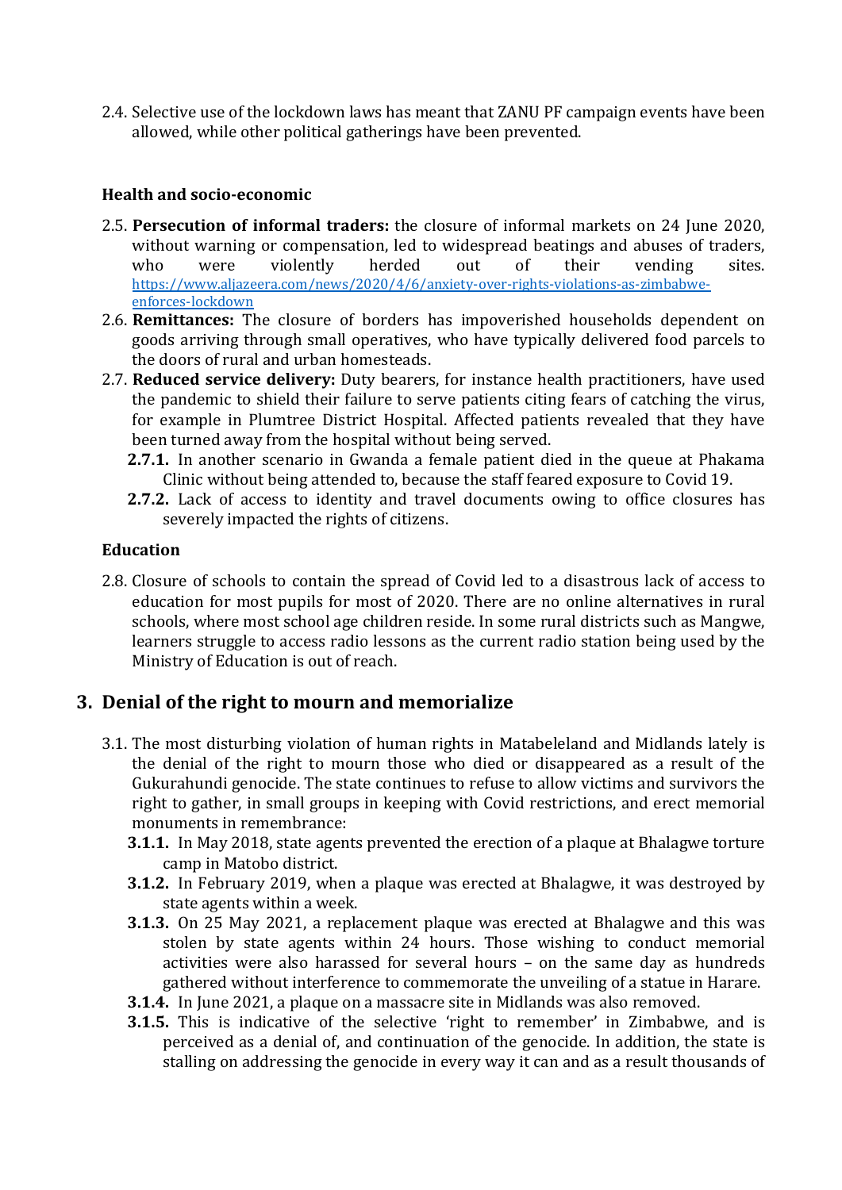2.4. Selective use of the lockdown laws has meant that ZANU PF campaign events have been allowed, while other political gatherings have been prevented.

### Health and socio-economic

2.5. **Persecution of informal traders:** the closure of informal markets on 24 June 2020, without warning or compensation, led to widespread beatings and abuses of traders, who were violently herded out of their vending sites. https://www.aljazeera.com/news/2020/4/6/anxiety-over-rights-violations-as-zimbabwe-enforces-lockdown

2.6. **Remittances:** The closure of borders has impoverished households dependent on goods arriving through small operatives, who have typically delivered food parcels to the doors of rural and urban homesteads.

2.7. **Reduced service delivery:** Duty bearers, for instance health practitioners, have used the pandemic to shield their failure to serve patients citing fears of catching the virus, for example in Plumtree District Hospital. Affected patients revealed that they have been turned away from the hospital without being served.

**2.7.1.** In another scenario in Gwanda a female patient died in the queue at Phakama Clinic without being attended to, because the staff feared exposure to Covid 19.

**2.7.2.** Lack of access to identity and travel documents owing to office closures has severely impacted the rights of citizens.

### Education

2.8. Closure of schools to contain the spread of Covid led to a disastrous lack of access to education for most pupils for most of 2020. There are no online alternatives in rural schools, where most school age children reside. In some rural districts such as Mangwe, learners struggle to access radio lessons as the current radio station being used by the Ministry of Education is out of reach.

## 3. Denial of the right to mourn and memorialize

3.1. The most disturbing violation of human rights in Matabeleland and Midlands lately is the denial of the right to mourn those who died or disappeared as a result of the Gukurahundi genocide. The state continues to refuse to allow victims and survivors the right to gather, in small groups in keeping with Covid restrictions, and erect memorial monuments in remembrance:

**3.1.1.** In May 2018, state agents prevented the erection of a plaque at Bhalagwe torture camp in Matobo district.

**3.1.2.** In February 2019, when a plaque was erected at Bhalagwe, it was destroyed by state agents within a week.

**3.1.3.** On 25 May 2021, a replacement plaque was erected at Bhalagwe and this was stolen by state agents within 24 hours. Those wishing to conduct memorial activities were also harassed for several hours – on the same day as hundreds gathered without interference to commemorate the unveiling of a statue in Harare.

**3.1.4.** In June 2021, a plaque on a massacre site in Midlands was also removed.

**3.1.5.** This is indicative of the selective 'right to remember' in Zimbabwe, and is perceived as a denial of, and continuation of the genocide. In addition, the state is stalling on addressing the genocide in every way it can and as a result thousands of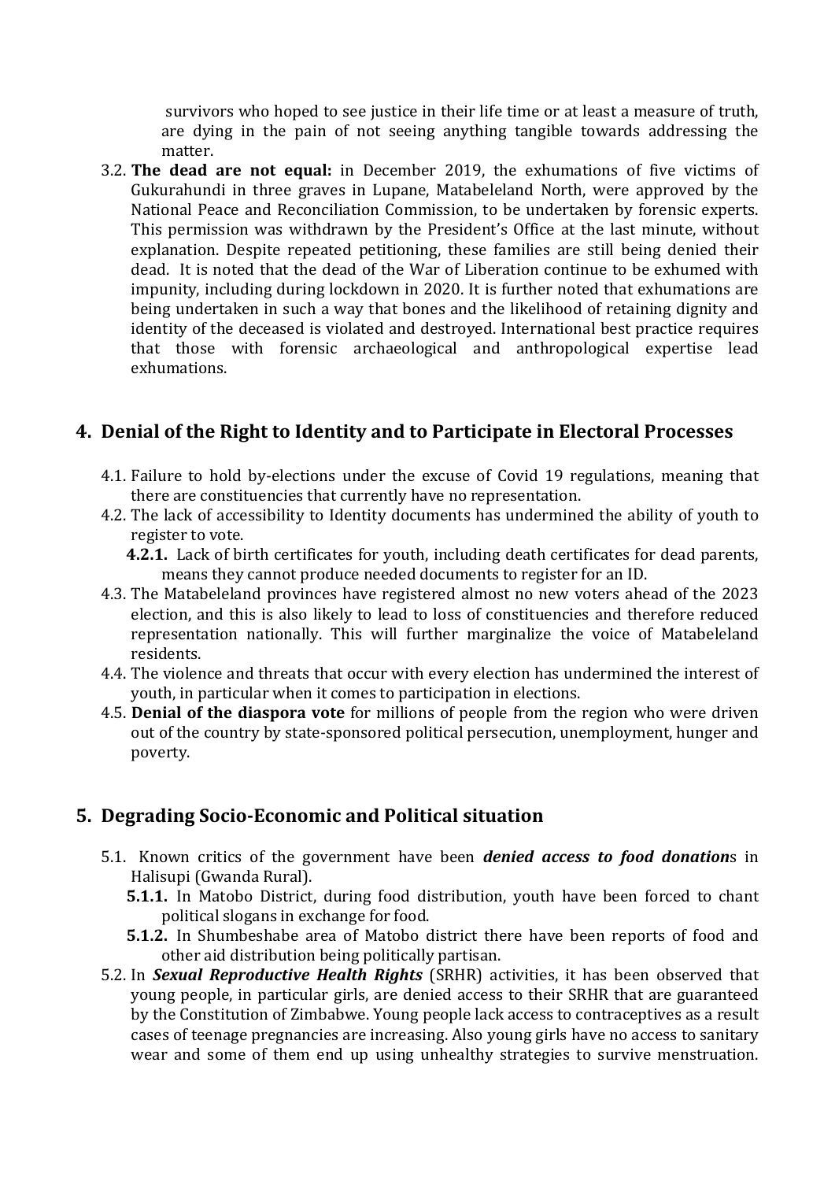survivors who hoped to see justice in their life time or at least a measure of truth, are dying in the pain of not seeing anything tangible towards addressing the matter.

3.2. **The dead are not equal:** in December 2019, the exhumations of five victims of Gukurahundi in three graves in Lupane, Matabeleland North, were approved by the National Peace and Reconciliation Commission, to be undertaken by forensic experts. This permission was withdrawn by the President's Office at the last minute, without explanation. Despite repeated petitioning, these families are still being denied their dead. It is noted that the dead of the War of Liberation continue to be exhumed with impunity, including during lockdown in 2020. It is further noted that exhumations are being undertaken in such a way that bones and the likelihood of retaining dignity and identity of the deceased is violated and destroyed. International best practice requires that those with forensic archaeological and anthropological expertise lead exhumations.

## 4. Denial of the Right to Identity and to Participate in Electoral Processes

4.1. Failure to hold by-elections under the excuse of Covid 19 regulations, meaning that there are constituencies that currently have no representation.

4.2. The lack of accessibility to Identity documents has undermined the ability of youth to register to vote.

**4.2.1.** Lack of birth certificates for youth, including death certificates for dead parents, means they cannot produce needed documents to register for an ID.

4.3. The Matabeleland provinces have registered almost no new voters ahead of the 2023 election, and this is also likely to lead to loss of constituencies and therefore reduced representation nationally. This will further marginalize the voice of Matabeleland residents.

4.4. The violence and threats that occur with every election has undermined the interest of youth, in particular when it comes to participation in elections.

4.5. **Denial of the diaspora vote** for millions of people from the region who were driven out of the country by state-sponsored political persecution, unemployment, hunger and poverty.

## 5. Degrading Socio-Economic and Political situation

5.1. Known critics of the government have been ***denied access to food donation***s in Halisupi (Gwanda Rural).

**5.1.1.** In Matobo District, during food distribution, youth have been forced to chant political slogans in exchange for food.

**5.1.2.** In Shumbeshabe area of Matobo district there have been reports of food and other aid distribution being politically partisan.

5.2. In ***Sexual Reproductive Health Rights*** (SRHR) activities, it has been observed that young people, in particular girls, are denied access to their SRHR that are guaranteed by the Constitution of Zimbabwe. Young people lack access to contraceptives as a result cases of teenage pregnancies are increasing. Also young girls have no access to sanitary wear and some of them end up using unhealthy strategies to survive menstruation.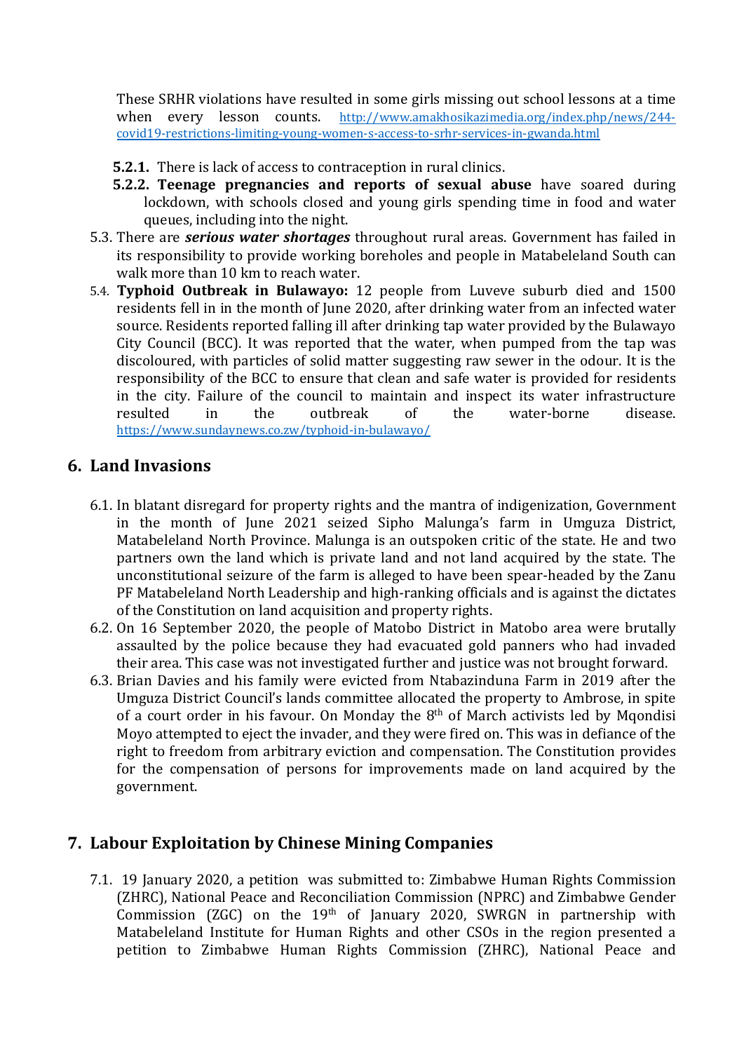These SRHR violations have resulted in some girls missing out school lessons at a time when every lesson counts. http://www.amakhosikazimedia.org/index.php/news/244-covid19-restrictions-limiting-young-women-s-access-to-srhr-services-in-gwanda.html

**5.2.1.** There is lack of access to contraception in rural clinics.

**5.2.2. Teenage pregnancies and reports of sexual abuse** have soared during lockdown, with schools closed and young girls spending time in food and water queues, including into the night.

5.3. There are ***serious water shortages*** throughout rural areas. Government has failed in its responsibility to provide working boreholes and people in Matabeleland South can walk more than 10 km to reach water.

5.4. **Typhoid Outbreak in Bulawayo:** 12 people from Luveve suburb died and 1500 residents fell in in the month of June 2020, after drinking water from an infected water source. Residents reported falling ill after drinking tap water provided by the Bulawayo City Council (BCC). It was reported that the water, when pumped from the tap was discoloured, with particles of solid matter suggesting raw sewer in the odour. It is the responsibility of the BCC to ensure that clean and safe water is provided for residents in the city. Failure of the council to maintain and inspect its water infrastructure resulted in the outbreak of the water-borne disease. https://www.sundaynews.co.zw/typhoid-in-bulawayo/

## 6. Land Invasions

6.1. In blatant disregard for property rights and the mantra of indigenization, Government in the month of June 2021 seized Sipho Malunga's farm in Umguza District, Matabeleland North Province. Malunga is an outspoken critic of the state. He and two partners own the land which is private land and not land acquired by the state. The unconstitutional seizure of the farm is alleged to have been spear-headed by the Zanu PF Matabeleland North Leadership and high-ranking officials and is against the dictates of the Constitution on land acquisition and property rights.

6.2. On 16 September 2020, the people of Matobo District in Matobo area were brutally assaulted by the police because they had evacuated gold panners who had invaded their area. This case was not investigated further and justice was not brought forward.

6.3. Brian Davies and his family were evicted from Ntabazinduna Farm in 2019 after the Umguza District Council's lands committee allocated the property to Ambrose, in spite of a court order in his favour. On Monday the 8th of March activists led by Mqondisi Moyo attempted to eject the invader, and they were fired on. This was in defiance of the right to freedom from arbitrary eviction and compensation. The Constitution provides for the compensation of persons for improvements made on land acquired by the government.

## 7. Labour Exploitation by Chinese Mining Companies

7.1. 19 January 2020, a petition was submitted to: Zimbabwe Human Rights Commission (ZHRC), National Peace and Reconciliation Commission (NPRC) and Zimbabwe Gender Commission (ZGC) on the 19th of January 2020, SWRGN in partnership with Matabeleland Institute for Human Rights and other CSOs in the region presented a petition to Zimbabwe Human Rights Commission (ZHRC), National Peace and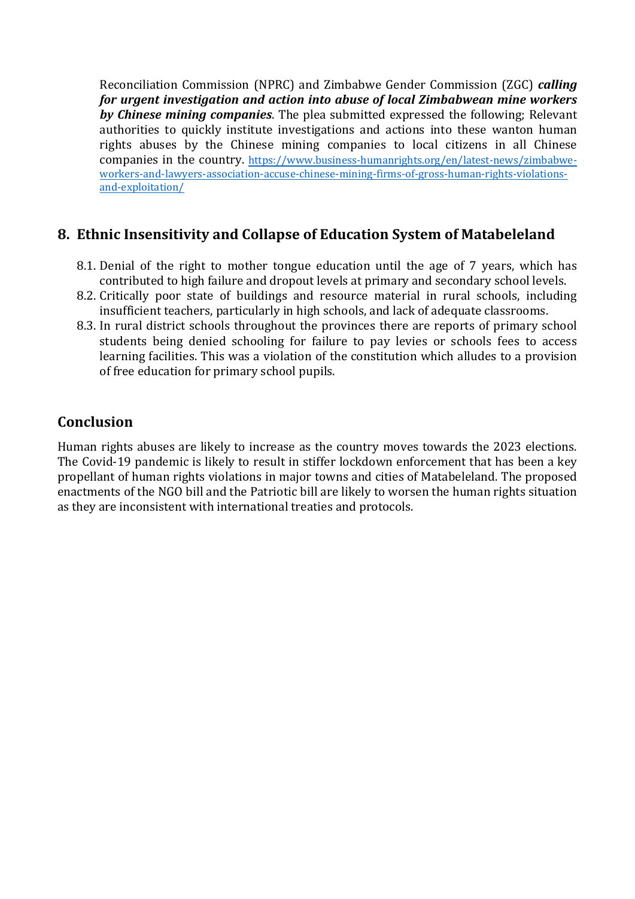Reconciliation Commission (NPRC) and Zimbabwe Gender Commission (ZGC) ***calling for urgent investigation and action into abuse of local Zimbabwean mine workers by Chinese mining companies***. The plea submitted expressed the following; Relevant authorities to quickly institute investigations and actions into these wanton human rights abuses by the Chinese mining companies to local citizens in all Chinese companies in the country. [https://www.business-humanrights.org/en/latest-news/zimbabwe-workers-and-lawyers-association-accuse-chinese-mining-firms-of-gross-human-rights-violations-and-exploitation/](https://www.business-humanrights.org/en/latest-news/zimbabwe-workers-and-lawyers-association-accuse-chinese-mining-firms-of-gross-human-rights-violations-and-exploitation/)

## 8. Ethnic Insensitivity and Collapse of Education System of Matabeleland

8.1. Denial of the right to mother tongue education until the age of 7 years, which has contributed to high failure and dropout levels at primary and secondary school levels.

8.2. Critically poor state of buildings and resource material in rural schools, including insufficient teachers, particularly in high schools, and lack of adequate classrooms.

8.3. In rural district schools throughout the provinces there are reports of primary school students being denied schooling for failure to pay levies or schools fees to access learning facilities. This was a violation of the constitution which alludes to a provision of free education for primary school pupils.

## Conclusion

Human rights abuses are likely to increase as the country moves towards the 2023 elections. The Covid-19 pandemic is likely to result in stiffer lockdown enforcement that has been a key propellant of human rights violations in major towns and cities of Matabeleland. The proposed enactments of the NGO bill and the Patriotic bill are likely to worsen the human rights situation as they are inconsistent with international treaties and protocols.